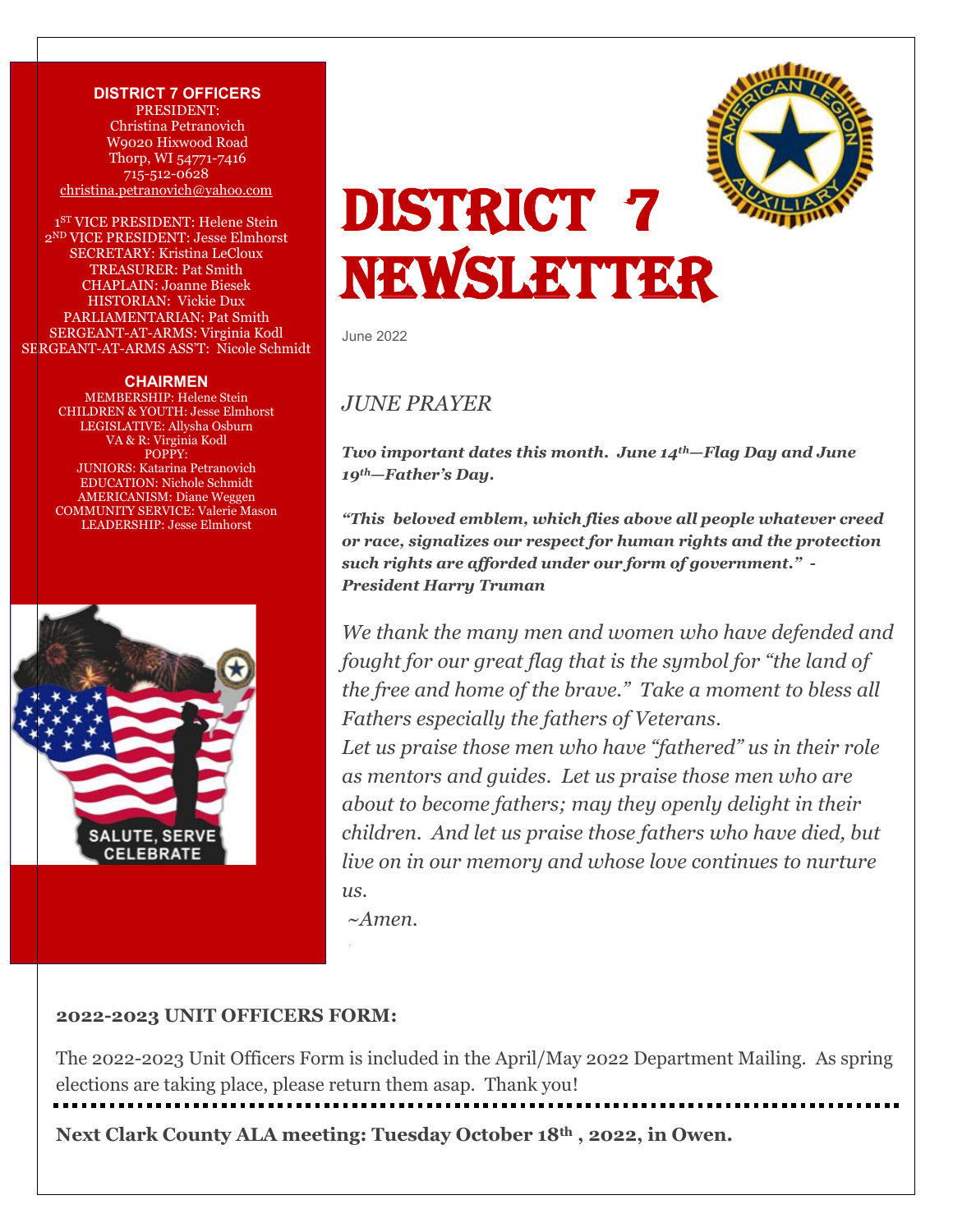# DISTRICT 7 NEWSLETTER

June 2022

**DISTRICT 7 OFFICERS**

PRESIDENT:
Christina Petranovich
W9020 Hixwood Road
Thorp, WI 54771-7416
715-512-0628
christina.petranovich@yahoo.com

1ST VICE PRESIDENT: Helene Stein
2ND VICE PRESIDENT: Jesse Elmhorst
SECRETARY: Kristina LeCloux
TREASURER: Pat Smith
CHAPLAIN: Joanne Biesek
HISTORIAN: Vickie Dux
PARLIAMENTARIAN: Pat Smith
SERGEANT-AT-ARMS: Virginia Kodl
SERGEANT-AT-ARMS ASS'T: Nicole Schmidt

**CHAIRMEN**

MEMBERSHIP: Helene Stein
CHILDREN & YOUTH: Jesse Elmhorst
LEGISLATIVE: Allysha Osburn
VA & R: Virginia Kodl
POPPY:
JUNIORS: Katarina Petranovich
EDUCATION: Nichole Schmidt
AMERICANISM: Diane Weggen
COMMUNITY SERVICE: Valerie Mason
LEADERSHIP: Jesse Elmhorst

SALUTE, SERVE
CELEBRATE

## *JUNE PRAYER*

***Two important dates this month. June 14th—Flag Day and June 19th—Father's Day.***

***"This beloved emblem, which flies above all people whatever creed or race, signalizes our respect for human rights and the protection such rights are afforded under our form of government." - President Harry Truman***

*We thank the many men and women who have defended and fought for our great flag that is the symbol for "the land of the free and home of the brave." Take a moment to bless all Fathers especially the fathers of Veterans.*

*Let us praise those men who have "fathered" us in their role as mentors and guides. Let us praise those men who are about to become fathers; may they openly delight in their children. And let us praise those fathers who have died, but live on in our memory and whose love continues to nurture us.*

*~Amen.*

**2022-2023 UNIT OFFICERS FORM:**

The 2022-2023 Unit Officers Form is included in the April/May 2022 Department Mailing. As spring elections are taking place, please return them asap. Thank you!

---

**Next Clark County ALA meeting: Tuesday October 18th , 2022, in Owen.**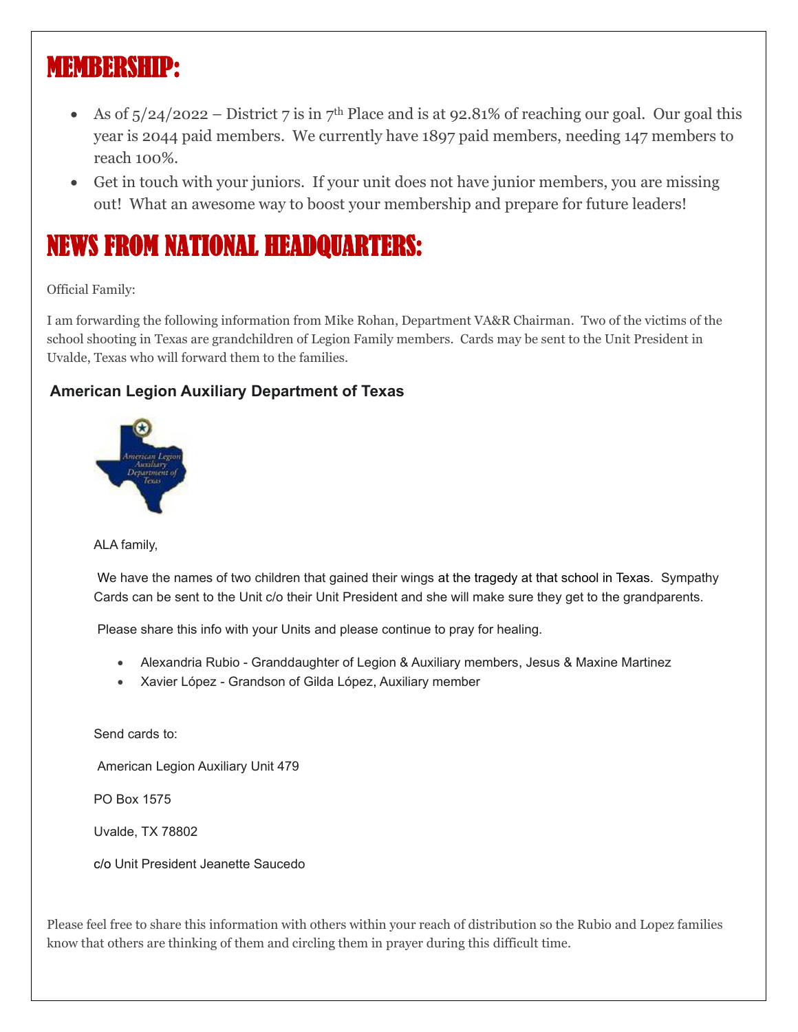# MEMBERSHIP:

- As of 5/24/2022 – District 7 is in 7th Place and is at 92.81% of reaching our goal. Our goal this year is 2044 paid members. We currently have 1897 paid members, needing 147 members to reach 100%.
- Get in touch with your juniors. If your unit does not have junior members, you are missing out! What an awesome way to boost your membership and prepare for future leaders!

# NEWS FROM NATIONAL HEADQUARTERS:

Official Family:

I am forwarding the following information from Mike Rohan, Department VA&R Chairman. Two of the victims of the school shooting in Texas are grandchildren of Legion Family members. Cards may be sent to the Unit President in Uvalde, Texas who will forward them to the families.

### American Legion Auxiliary Department of Texas

ALA family,

We have the names of two children that gained their wings at the tragedy at that school in Texas. Sympathy Cards can be sent to the Unit c/o their Unit President and she will make sure they get to the grandparents.

Please share this info with your Units and please continue to pray for healing.

- Alexandria Rubio - Granddaughter of Legion & Auxiliary members, Jesus & Maxine Martinez
- Xavier López - Grandson of Gilda López, Auxiliary member

Send cards to:

American Legion Auxiliary Unit 479

PO Box 1575

Uvalde, TX 78802

c/o Unit President Jeanette Saucedo

Please feel free to share this information with others within your reach of distribution so the Rubio and Lopez families know that others are thinking of them and circling them in prayer during this difficult time.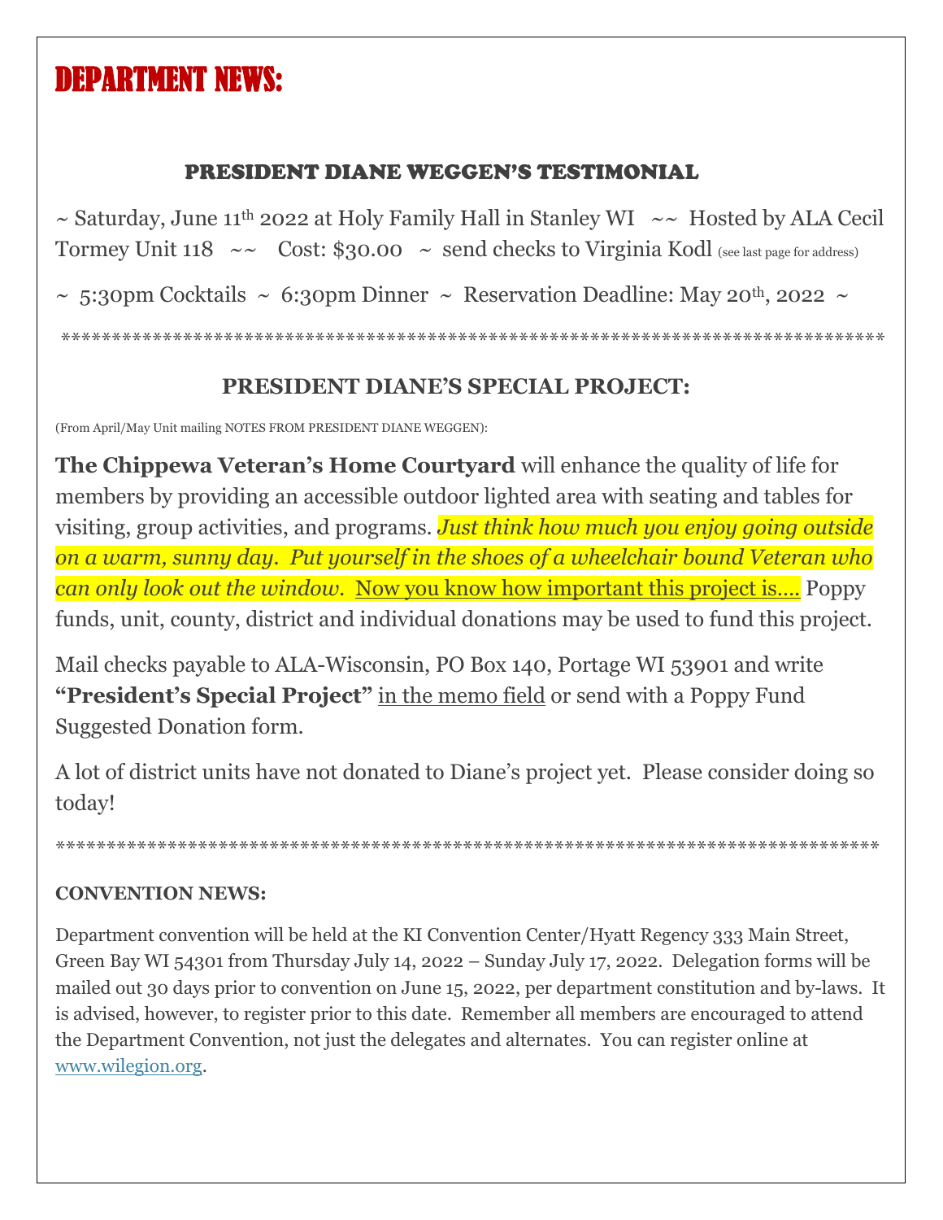# DEPARTMENT NEWS:

## PRESIDENT DIANE WEGGEN'S TESTIMONIAL

~ Saturday, June 11th 2022 at Holy Family Hall in Stanley WI ~~ Hosted by ALA Cecil Tormey Unit 118 ~~ Cost: $30.00 ~ send checks to Virginia Kodl (see last page for address)

~ 5:30pm Cocktails ~ 6:30pm Dinner ~ Reservation Deadline: May 20th, 2022 ~

*******************************************************************************

## PRESIDENT DIANE'S SPECIAL PROJECT:

(From April/May Unit mailing NOTES FROM PRESIDENT DIANE WEGGEN):

**The Chippewa Veteran's Home Courtyard** will enhance the quality of life for members by providing an accessible outdoor lighted area with seating and tables for visiting, group activities, and programs. *Just think how much you enjoy going outside on a warm, sunny day. Put yourself in the shoes of a wheelchair bound Veteran who can only look out the window.* Now you know how important this project is…. Poppy funds, unit, county, district and individual donations may be used to fund this project.

Mail checks payable to ALA-Wisconsin, PO Box 140, Portage WI 53901 and write **"President's Special Project"** in the memo field or send with a Poppy Fund Suggested Donation form.

A lot of district units have not donated to Diane's project yet. Please consider doing so today!

*******************************************************************************

**CONVENTION NEWS:**

Department convention will be held at the KI Convention Center/Hyatt Regency 333 Main Street, Green Bay WI 54301 from Thursday July 14, 2022 – Sunday July 17, 2022. Delegation forms will be mailed out 30 days prior to convention on June 15, 2022, per department constitution and by-laws. It is advised, however, to register prior to this date. Remember all members are encouraged to attend the Department Convention, not just the delegates and alternates. You can register online at www.wilegion.org.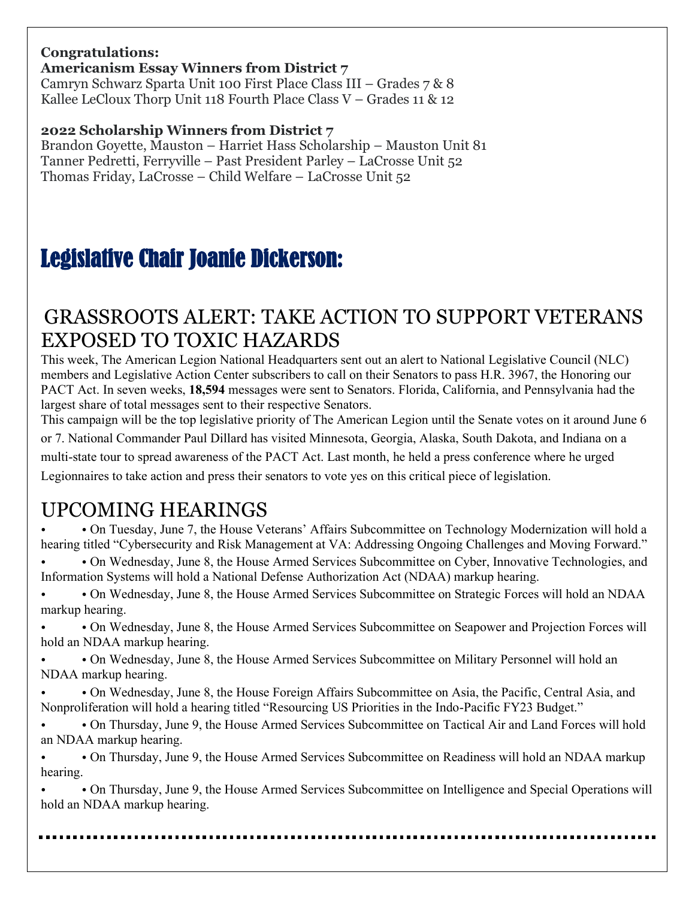**Congratulations:**
**Americanism Essay Winners from District 7**
Camryn Schwarz Sparta Unit 100 First Place Class III – Grades 7 & 8
Kallee LeCloux Thorp Unit 118 Fourth Place Class V – Grades 11 & 12

**2022 Scholarship Winners from District 7**
Brandon Goyette, Mauston – Harriet Hass Scholarship – Mauston Unit 81
Tanner Pedretti, Ferryville – Past President Parley – LaCrosse Unit 52
Thomas Friday, LaCrosse – Child Welfare – LaCrosse Unit 52

# Legislative Chair Joanie Dickerson:

## GRASSROOTS ALERT: TAKE ACTION TO SUPPORT VETERANS EXPOSED TO TOXIC HAZARDS

This week, The American Legion National Headquarters sent out an alert to National Legislative Council (NLC) members and Legislative Action Center subscribers to call on their Senators to pass H.R. 3967, the Honoring our PACT Act. In seven weeks, **18,594** messages were sent to Senators. Florida, California, and Pennsylvania had the largest share of total messages sent to their respective Senators.

This campaign will be the top legislative priority of The American Legion until the Senate votes on it around June 6 or 7. National Commander Paul Dillard has visited Minnesota, Georgia, Alaska, South Dakota, and Indiana on a multi-state tour to spread awareness of the PACT Act. Last month, he held a press conference where he urged Legionnaires to take action and press their senators to vote yes on this critical piece of legislation.

## UPCOMING HEARINGS

- • On Tuesday, June 7, the House Veterans' Affairs Subcommittee on Technology Modernization will hold a hearing titled "Cybersecurity and Risk Management at VA: Addressing Ongoing Challenges and Moving Forward."
- • On Wednesday, June 8, the House Armed Services Subcommittee on Cyber, Innovative Technologies, and Information Systems will hold a National Defense Authorization Act (NDAA) markup hearing.
- • On Wednesday, June 8, the House Armed Services Subcommittee on Strategic Forces will hold an NDAA markup hearing.
- • On Wednesday, June 8, the House Armed Services Subcommittee on Seapower and Projection Forces will hold an NDAA markup hearing.
- • On Wednesday, June 8, the House Armed Services Subcommittee on Military Personnel will hold an NDAA markup hearing.
- • On Wednesday, June 8, the House Foreign Affairs Subcommittee on Asia, the Pacific, Central Asia, and Nonproliferation will hold a hearing titled "Resourcing US Priorities in the Indo-Pacific FY23 Budget."
- • On Thursday, June 9, the House Armed Services Subcommittee on Tactical Air and Land Forces will hold an NDAA markup hearing.
- • On Thursday, June 9, the House Armed Services Subcommittee on Readiness will hold an NDAA markup hearing.
- • On Thursday, June 9, the House Armed Services Subcommittee on Intelligence and Special Operations will hold an NDAA markup hearing.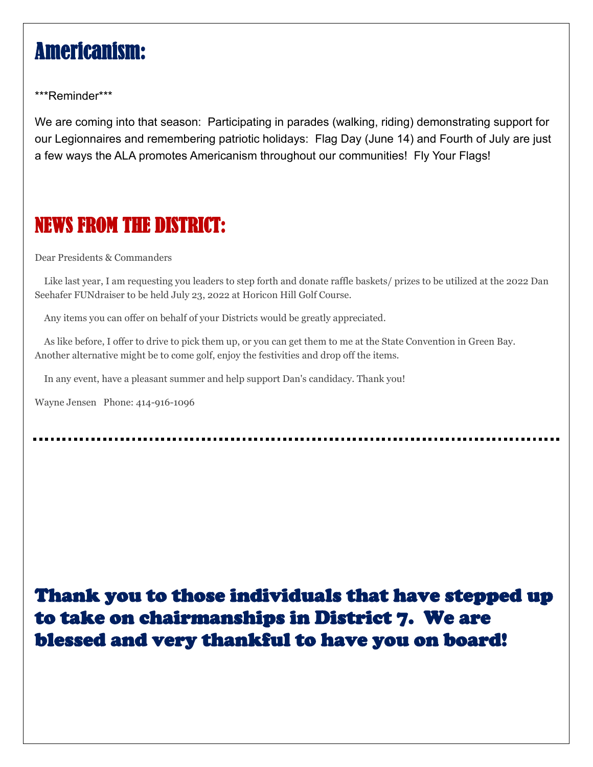# Americanism:

\*\*\*Reminder\*\*\*

We are coming into that season: Participating in parades (walking, riding) demonstrating support for our Legionnaires and remembering patriotic holidays: Flag Day (June 14) and Fourth of July are just a few ways the ALA promotes Americanism throughout our communities! Fly Your Flags!

# NEWS FROM THE DISTRICT:

Dear Presidents & Commanders

Like last year, I am requesting you leaders to step forth and donate raffle baskets/ prizes to be utilized at the 2022 Dan Seehafer FUNdraiser to be held July 23, 2022 at Horicon Hill Golf Course.

Any items you can offer on behalf of your Districts would be greatly appreciated.

As like before, I offer to drive to pick them up, or you can get them to me at the State Convention in Green Bay. Another alternative might be to come golf, enjoy the festivities and drop off the items.

In any event, have a pleasant summer and help support Dan's candidacy. Thank you!

Wayne Jensen Phone: 414-916-1096

---

## Thank you to those individuals that have stepped up to take on chairmanships in District 7. We are blessed and very thankful to have you on board!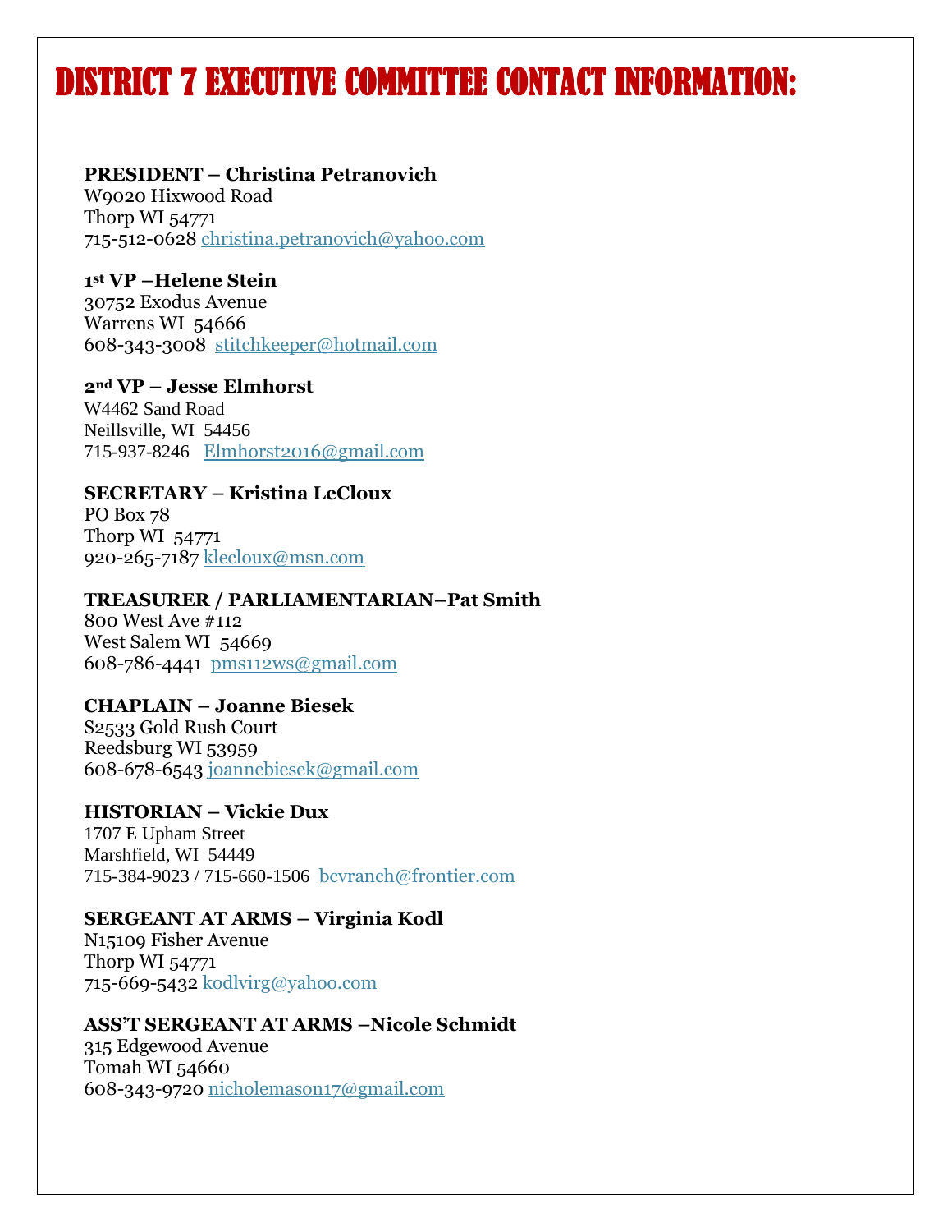# DISTRICT 7 EXECUTIVE COMMITTEE CONTACT INFORMATION:

**PRESIDENT – Christina Petranovich**
W9020 Hixwood Road
Thorp WI 54771
715-512-0628 christina.petranovich@yahoo.com

**1st VP –Helene Stein**
30752 Exodus Avenue
Warrens WI 54666
608-343-3008 stitchkeeper@hotmail.com

**2nd VP – Jesse Elmhorst**
W4462 Sand Road
Neillsville, WI 54456
715-937-8246 Elmhorst2016@gmail.com

**SECRETARY – Kristina LeCloux**
PO Box 78
Thorp WI 54771
920-265-7187 klecloux@msn.com

**TREASURER / PARLIAMENTARIAN–Pat Smith**
800 West Ave #112
West Salem WI 54669
608-786-4441 pms112ws@gmail.com

**CHAPLAIN – Joanne Biesek**
S2533 Gold Rush Court
Reedsburg WI 53959
608-678-6543 joannebiesek@gmail.com

**HISTORIAN – Vickie Dux**
1707 E Upham Street
Marshfield, WI 54449
715-384-9023 / 715-660-1506 bcvranch@frontier.com

**SERGEANT AT ARMS – Virginia Kodl**
N15109 Fisher Avenue
Thorp WI 54771
715-669-5432 kodlvirg@yahoo.com

**ASS'T SERGEANT AT ARMS –Nicole Schmidt**
315 Edgewood Avenue
Tomah WI 54660
608-343-9720 nicholemason17@gmail.com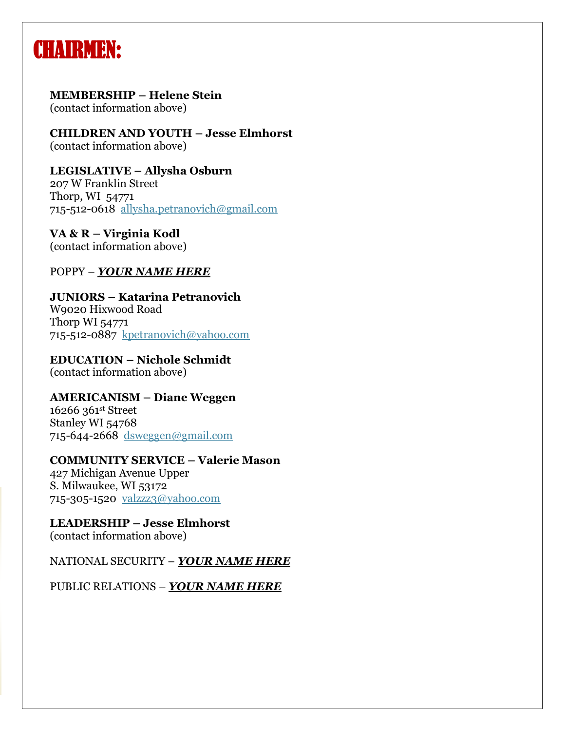# CHAIRMEN:

**MEMBERSHIP – Helene Stein**
(contact information above)

**CHILDREN AND YOUTH – Jesse Elmhorst**
(contact information above)

**LEGISLATIVE – Allysha Osburn**
207 W Franklin Street
Thorp, WI 54771
715-512-0618 allysha.petranovich@gmail.com

**VA & R – Virginia Kodl**
(contact information above)

POPPY – ***YOUR NAME HERE***

**JUNIORS – Katarina Petranovich**
W9020 Hixwood Road
Thorp WI 54771
715-512-0887 kpetranovich@yahoo.com

**EDUCATION – Nichole Schmidt**
(contact information above)

**AMERICANISM – Diane Weggen**
16266 361st Street
Stanley WI 54768
715-644-2668 dsweggen@gmail.com

**COMMUNITY SERVICE – Valerie Mason**
427 Michigan Avenue Upper
S. Milwaukee, WI 53172
715-305-1520 valzzz3@yahoo.com

**LEADERSHIP – Jesse Elmhorst**
(contact information above)

NATIONAL SECURITY – ***YOUR NAME HERE***

PUBLIC RELATIONS – ***YOUR NAME HERE***